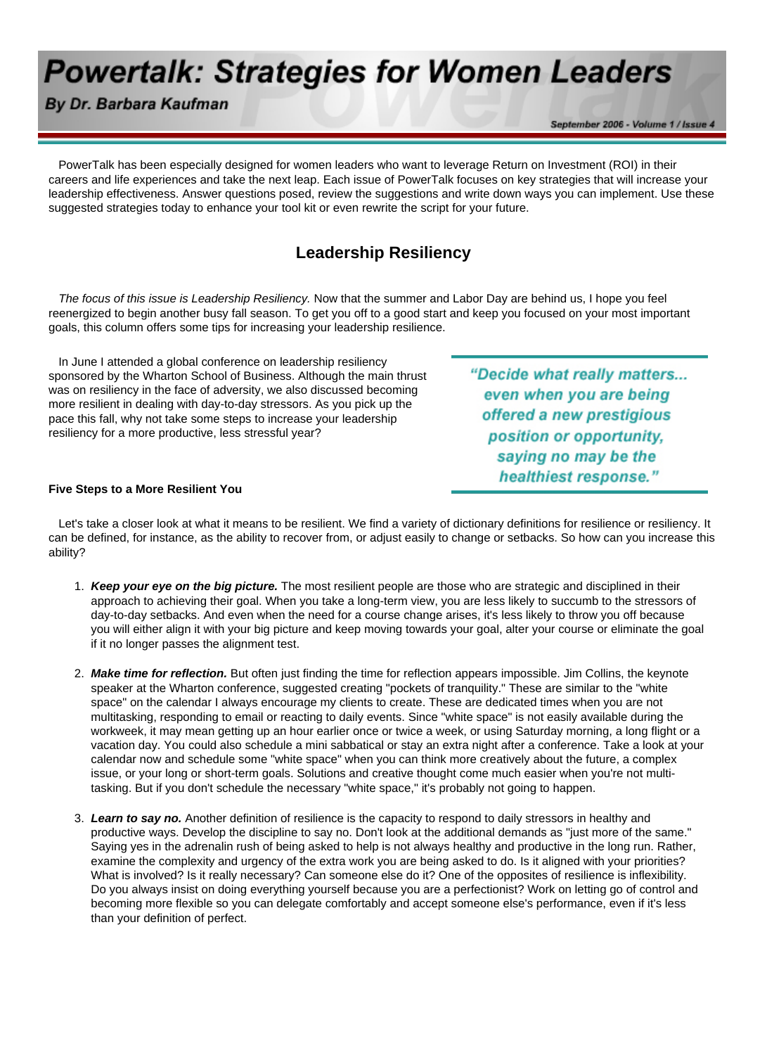# Powertalk: Strategies for Women Leaders

**By Dr. Barbara Kaufman**

*September 2006 - Volume 1 / Issue 4*

PowerTalk has been especially designed for women leaders who want to leverage Return on Investment (ROI) in their careers and life experiences and take the next leap. Each issue of PowerTalk focuses on key strategies that will increase your leadership effectiveness. Answer questions posed, review the suggestions and write down ways you can implement. Use these suggested strategies today to enhance your tool kit or even rewrite the script for your future.

## Leadership Resiliency

*The focus of this issue is Leadership Resiliency.* Now that the summer and Labor Day are behind us, I hope you feel reenergized to begin another busy fall season. To get you off to a good start and keep you focused on your most important goals, this column offers some tips for increasing your leadership resilience.

In June I attended a global conference on leadership resiliency sponsored by the Wharton School of Business. Although the main thrust was on resiliency in the face of adversity, we also discussed becoming more resilient in dealing with day-to-day stressors. As you pick up the pace this fall, why not take some steps to increase your leadership resiliency for a more productive, less stressful year?

> ***"Decide what really matters... even when you are being offered a new prestigious position or opportunity, saying no may be the healthiest response."***

**Five Steps to a More Resilient You**

Let's take a closer look at what it means to be resilient. We find a variety of dictionary definitions for resilience or resiliency. It can be defined, for instance, as the ability to recover from, or adjust easily to change or setbacks. So how can you increase this ability?

1. ***Keep your eye on the big picture.*** The most resilient people are those who are strategic and disciplined in their approach to achieving their goal. When you take a long-term view, you are less likely to succumb to the stressors of day-to-day setbacks. And even when the need for a course change arises, it's less likely to throw you off because you will either align it with your big picture and keep moving towards your goal, alter your course or eliminate the goal if it no longer passes the alignment test.

2. ***Make time for reflection.*** But often just finding the time for reflection appears impossible. Jim Collins, the keynote speaker at the Wharton conference, suggested creating "pockets of tranquility." These are similar to the "white space" on the calendar I always encourage my clients to create. These are dedicated times when you are not multitasking, responding to email or reacting to daily events. Since "white space" is not easily available during the workweek, it may mean getting up an hour earlier once or twice a week, or using Saturday morning, a long flight or a vacation day. You could also schedule a mini sabbatical or stay an extra night after a conference. Take a look at your calendar now and schedule some "white space" when you can think more creatively about the future, a complex issue, or your long or short-term goals. Solutions and creative thought come much easier when you're not multi-tasking. But if you don't schedule the necessary "white space," it's probably not going to happen.

3. ***Learn to say no.*** Another definition of resilience is the capacity to respond to daily stressors in healthy and productive ways. Develop the discipline to say no. Don't look at the additional demands as "just more of the same." Saying yes in the adrenalin rush of being asked to help is not always healthy and productive in the long run. Rather, examine the complexity and urgency of the extra work you are being asked to do. Is it aligned with your priorities? What is involved? Is it really necessary? Can someone else do it? One of the opposites of resilience is inflexibility. Do you always insist on doing everything yourself because you are a perfectionist? Work on letting go of control and becoming more flexible so you can delegate comfortably and accept someone else's performance, even if it's less than your definition of perfect.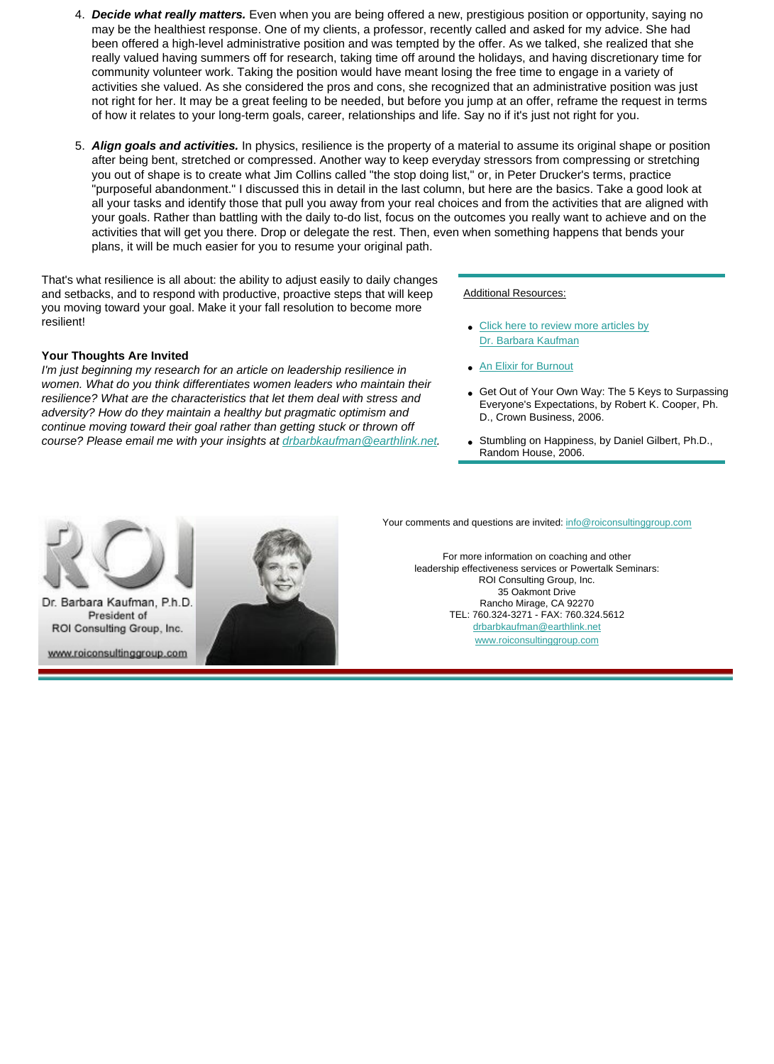4. ***Decide what really matters.*** Even when you are being offered a new, prestigious position or opportunity, saying no may be the healthiest response. One of my clients, a professor, recently called and asked for my advice. She had been offered a high-level administrative position and was tempted by the offer. As we talked, she realized that she really valued having summers off for research, taking time off around the holidays, and having discretionary time for community volunteer work. Taking the position would have meant losing the free time to engage in a variety of activities she valued. As she considered the pros and cons, she recognized that an administrative position was just not right for her. It may be a great feeling to be needed, but before you jump at an offer, reframe the request in terms of how it relates to your long-term goals, career, relationships and life. Say no if it's just not right for you.

5. ***Align goals and activities.*** In physics, resilience is the property of a material to assume its original shape or position after being bent, stretched or compressed. Another way to keep everyday stressors from compressing or stretching you out of shape is to create what Jim Collins called "the stop doing list," or, in Peter Drucker's terms, practice "purposeful abandonment." I discussed this in detail in the last column, but here are the basics. Take a good look at all your tasks and identify those that pull you away from your real choices and from the activities that are aligned with your goals. Rather than battling with the daily to-do list, focus on the outcomes you really want to achieve and on the activities that will get you there. Drop or delegate the rest. Then, even when something happens that bends your plans, it will be much easier for you to resume your original path.

That's what resilience is all about: the ability to adjust easily to daily changes and setbacks, and to respond with productive, proactive steps that will keep you moving toward your goal. Make it your fall resolution to become more resilient!

**Your Thoughts Are Invited**

*I'm just beginning my research for an article on leadership resilience in women. What do you think differentiates women leaders who maintain their resilience? What are the characteristics that let them deal with stress and adversity? How do they maintain a healthy but pragmatic optimism and continue moving toward their goal rather than getting stuck or thrown off course? Please email me with your insights at drbarbkaufman@earthlink.net.*

Additional Resources:

- Click here to review more articles by Dr. Barbara Kaufman
- An Elixir for Burnout
- Get Out of Your Own Way: The 5 Keys to Surpassing Everyone's Expectations, by Robert K. Cooper, Ph. D., Crown Business, 2006.
- Stumbling on Happiness, by Daniel Gilbert, Ph.D., Random House, 2006.

Dr. Barbara Kaufman, P.h.D.
President of
ROI Consulting Group, Inc.
www.roiconsultinggroup.com

Your comments and questions are invited: info@roiconsultinggroup.com

For more information on coaching and other leadership effectiveness services or Powertalk Seminars:
ROI Consulting Group, Inc.
35 Oakmont Drive
Rancho Mirage, CA 92270
TEL: 760.324-3271 - FAX: 760.324.5612
drbarbkaufman@earthlink.net
www.roiconsultinggroup.com